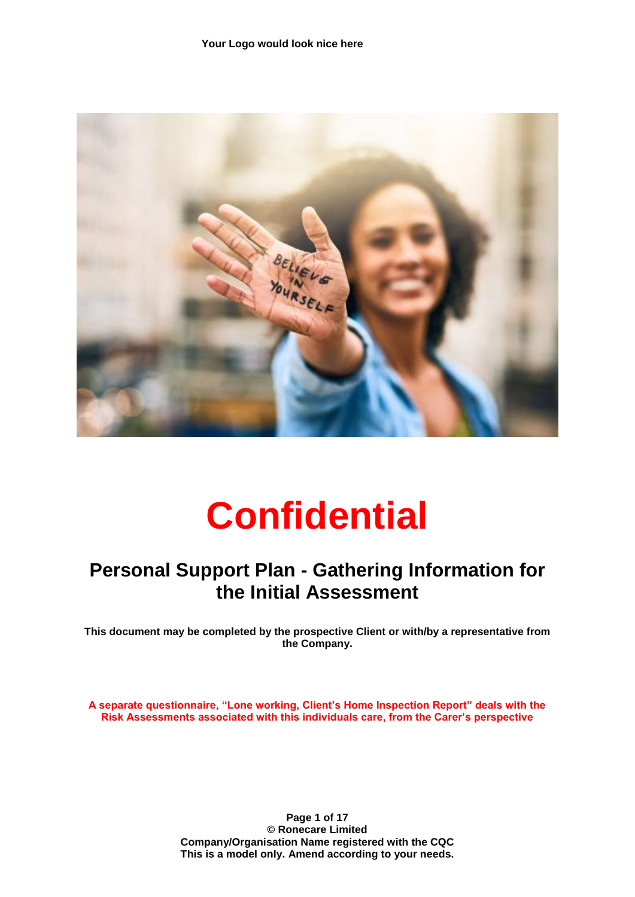**Your Logo would look nice here**

# Confidential

## Personal Support Plan - Gathering Information for the Initial Assessment

**This document may be completed by the prospective Client or with/by a representative from the Company.**

**A separate questionnaire, "Lone working, Client's Home Inspection Report" deals with the Risk Assessments associated with this individuals care, from the Carer's perspective**

**© Ronecare Limited**
**Company/Organisation Name registered with the CQC**
**This is a model only. Amend according to your needs.**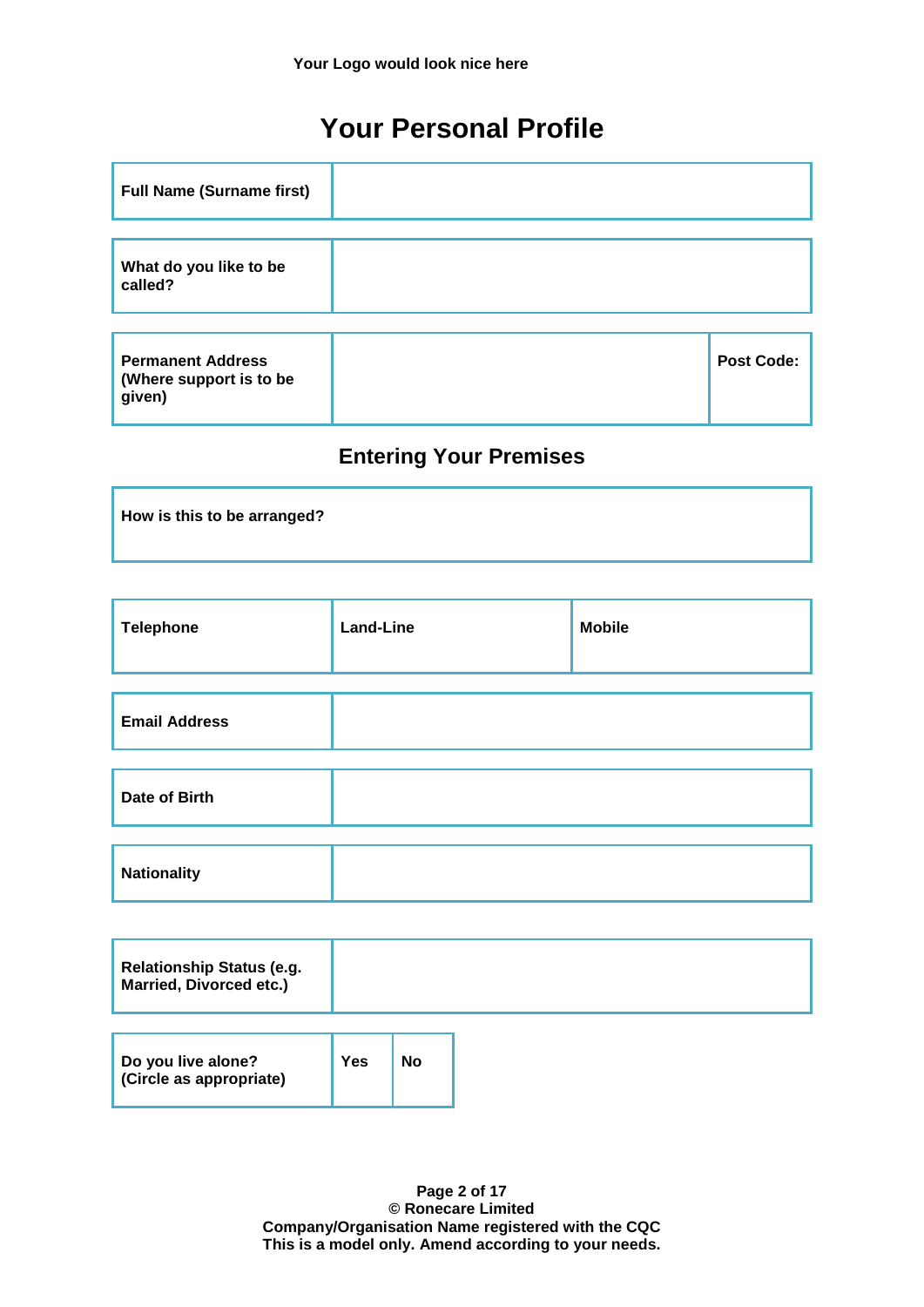Your Logo would look nice here

# Your Personal Profile

| Full Name (Surname first) | |
|---|---|

| What do you like to be called? | |
|---|---|

| Permanent Address (Where support is to be given) | | Post Code: |
|---|---|---|

## Entering Your Premises

| How is this to be arranged? |
|---|

| Telephone | Land-Line | Mobile |
|---|---|---|

| Email Address | |
|---|---|

| Date of Birth | |
|---|---|

| Nationality | |
|---|---|

| Relationship Status (e.g. Married, Divorced etc.) | |
|---|---|

| Do you live alone? (Circle as appropriate) | Yes | No |
|---|---|---|

© Ronecare Limited
Company/Organisation Name registered with the CQC
This is a model only. Amend according to your needs.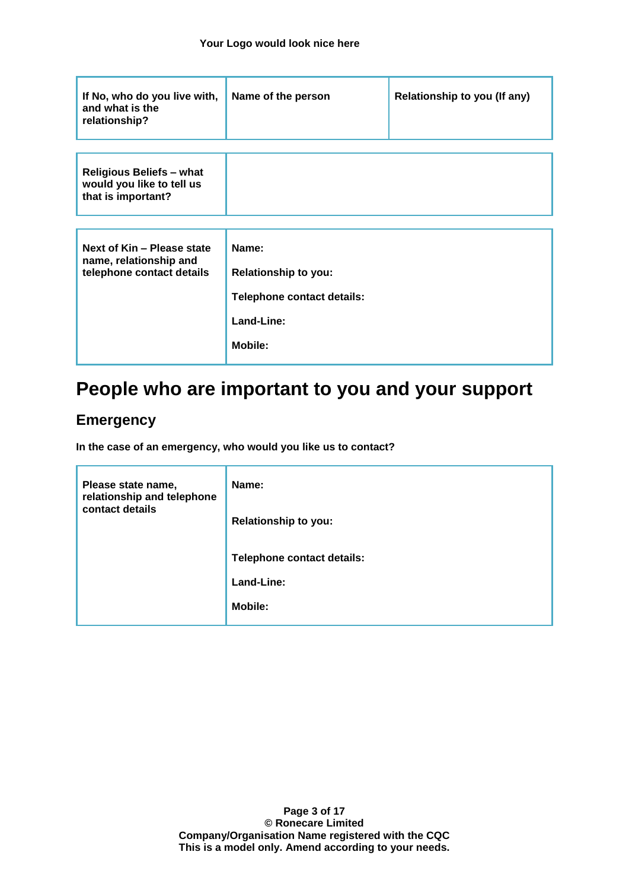Your Logo would look nice here

| If No, who do you live with, and what is the relationship? | Name of the person | Relationship to you (If any) |
|---|---|---|

| Religious Beliefs – what would you like to tell us that is important? | |
|---|---|

| Next of Kin – Please state name, relationship and telephone contact details | Name:<br>Relationship to you:<br>Telephone contact details:<br>Land-Line:<br>Mobile: |
|---|---|

# People who are important to you and your support

## Emergency

**In the case of an emergency, who would you like us to contact?**

| Please state name, relationship and telephone contact details | Name:<br>Relationship to you:<br>Telephone contact details:<br>Land-Line:<br>Mobile: |
|---|---|

**© Ronecare Limited**
**Company/Organisation Name registered with the CQC**
**This is a model only. Amend according to your needs.**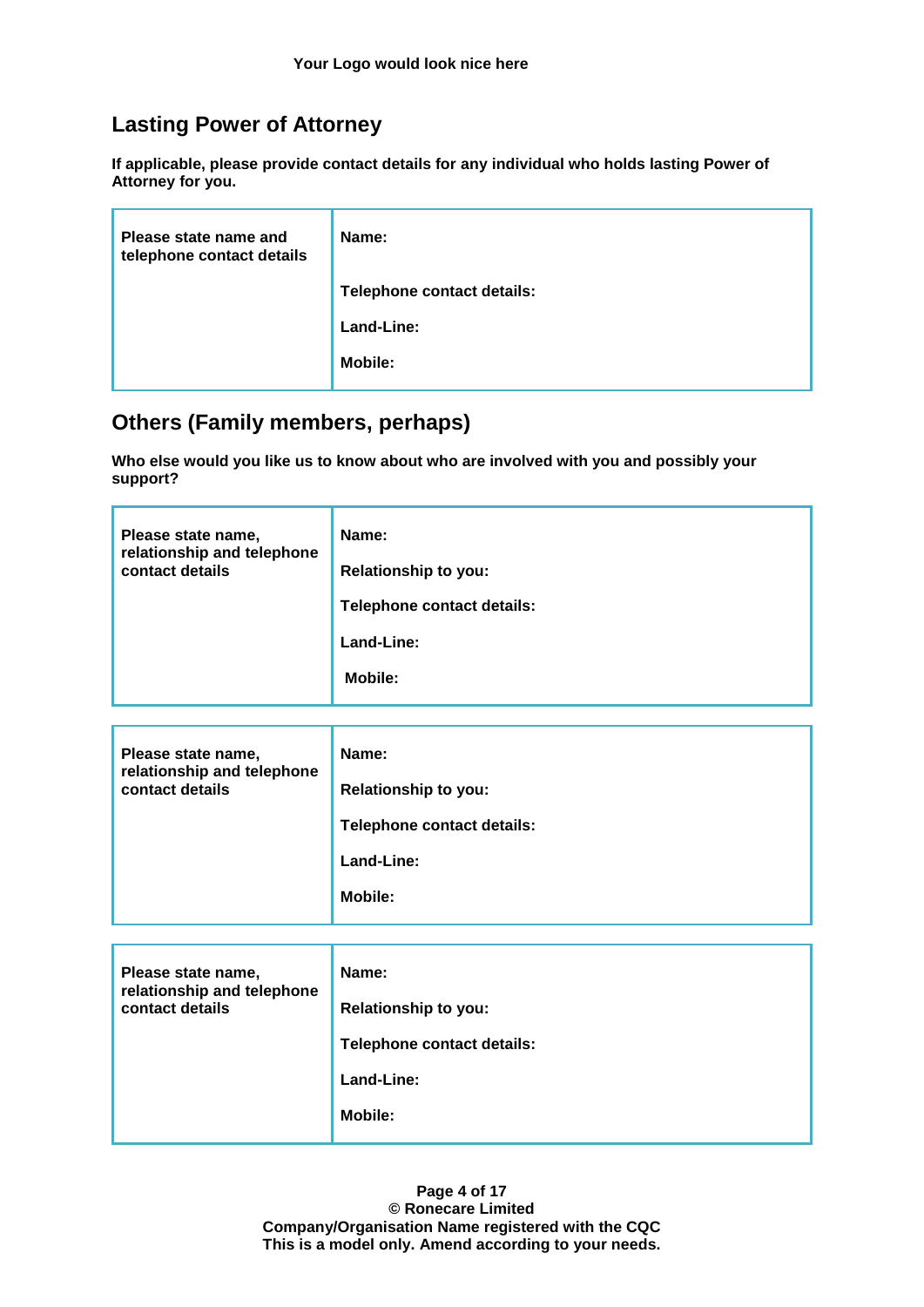Your Logo would look nice here

## Lasting Power of Attorney

**If applicable, please provide contact details for any individual who holds lasting Power of Attorney for you.**

| **Please state name and telephone contact details** | **Name:**<br><br>**Telephone contact details:**<br><br>**Land-Line:**<br><br>**Mobile:** |
|---|---|

## Others (Family members, perhaps)

**Who else would you like us to know about who are involved with you and possibly your support?**

| **Please state name, relationship and telephone contact details** | **Name:**<br><br>**Relationship to you:**<br><br>**Telephone contact details:**<br><br>**Land-Line:**<br><br>**Mobile:** |
|---|---|

| **Please state name, relationship and telephone contact details** | **Name:**<br><br>**Relationship to you:**<br><br>**Telephone contact details:**<br><br>**Land-Line:**<br><br>**Mobile:** |
|---|---|

| **Please state name, relationship and telephone contact details** | **Name:**<br><br>**Relationship to you:**<br><br>**Telephone contact details:**<br><br>**Land-Line:**<br><br>**Mobile:** |
|---|---|

**© Ronecare Limited**
**Company/Organisation Name registered with the CQC**
**This is a model only. Amend according to your needs.**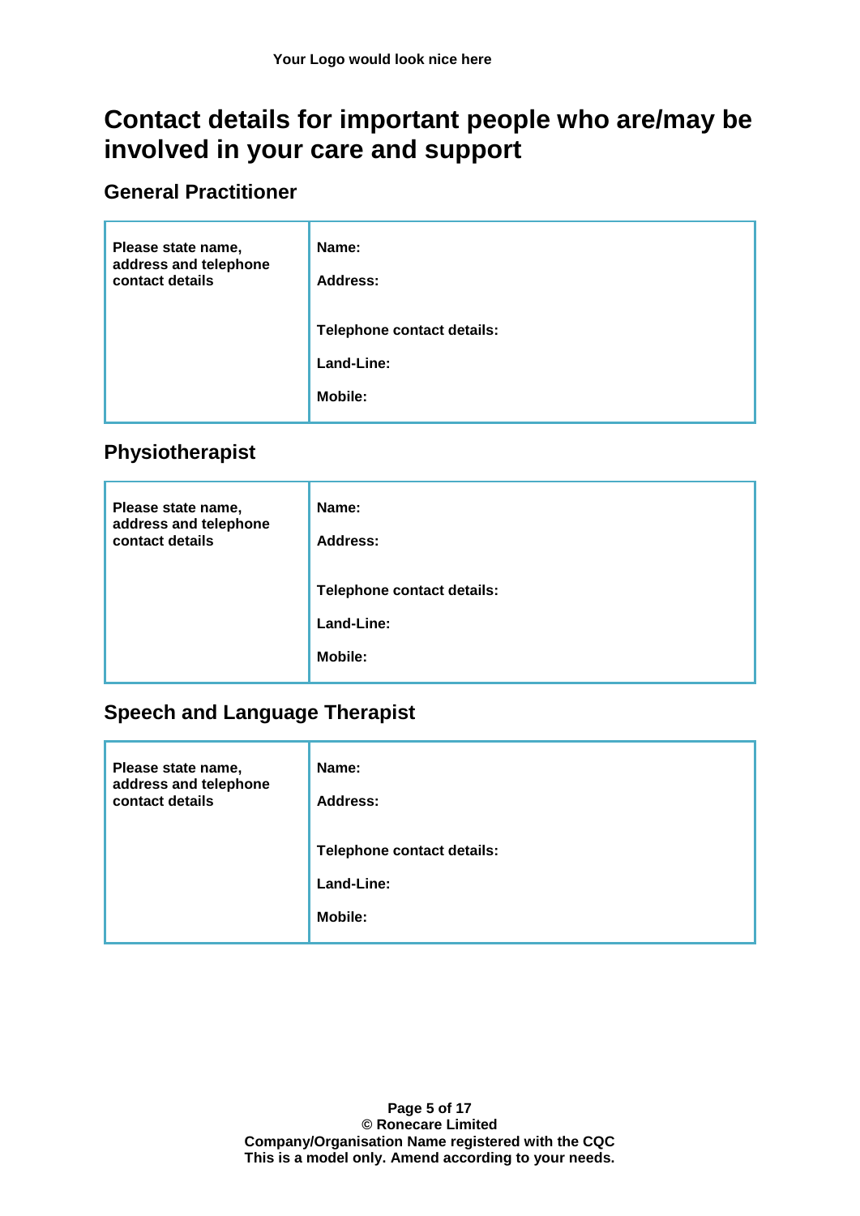Your Logo would look nice here

# Contact details for important people who are/may be involved in your care and support

## General Practitioner

| Please state name, address and telephone contact details | Name:<br><br>Address:<br><br><br>Telephone contact details:<br><br>Land-Line:<br><br>Mobile: |
|---|---|

## Physiotherapist

| Please state name, address and telephone contact details | Name:<br><br>Address:<br><br><br>Telephone contact details:<br><br>Land-Line:<br><br>Mobile: |
|---|---|

## Speech and Language Therapist

| Please state name, address and telephone contact details | Name:<br><br>Address:<br><br><br>Telephone contact details:<br><br>Land-Line:<br><br>Mobile: |
|---|---|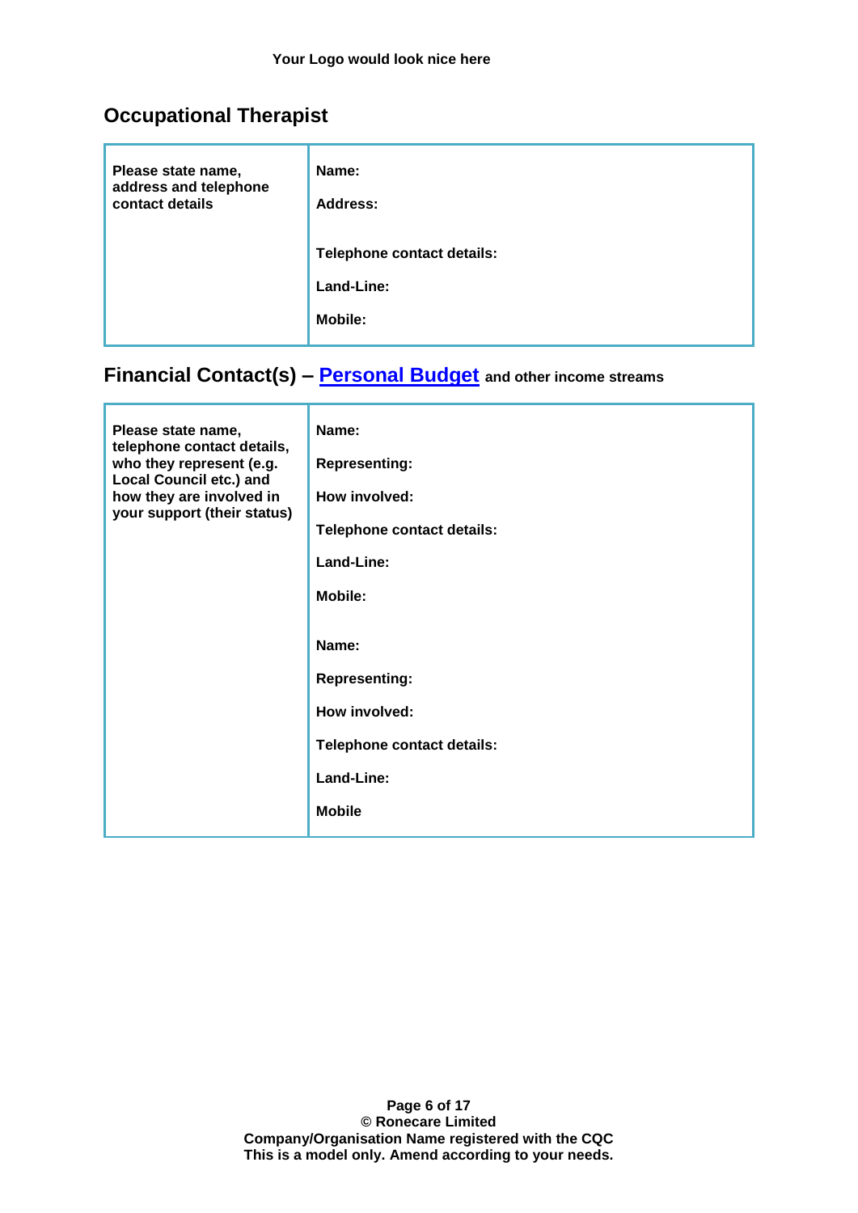**Your Logo would look nice here**

## Occupational Therapist

| | |
|---|---|
| **Please state name, address and telephone contact details** | **Name:**<br><br>**Address:**<br><br>**Telephone contact details:**<br><br>**Land-Line:**<br><br>**Mobile:** |

## Financial Contact(s) – Personal Budget and other income streams

| | |
|---|---|
| **Please state name, telephone contact details, who they represent (e.g. Local Council etc.) and how they are involved in your support (their status)** | **Name:**<br><br>**Representing:**<br><br>**How involved:**<br><br>**Telephone contact details:**<br><br>**Land-Line:**<br><br>**Mobile:**<br><br>**Name:**<br><br>**Representing:**<br><br>**How involved:**<br><br>**Telephone contact details:**<br><br>**Land-Line:**<br><br>**Mobile** |

**© Ronecare Limited**
**Company/Organisation Name registered with the CQC**
**This is a model only. Amend according to your needs.**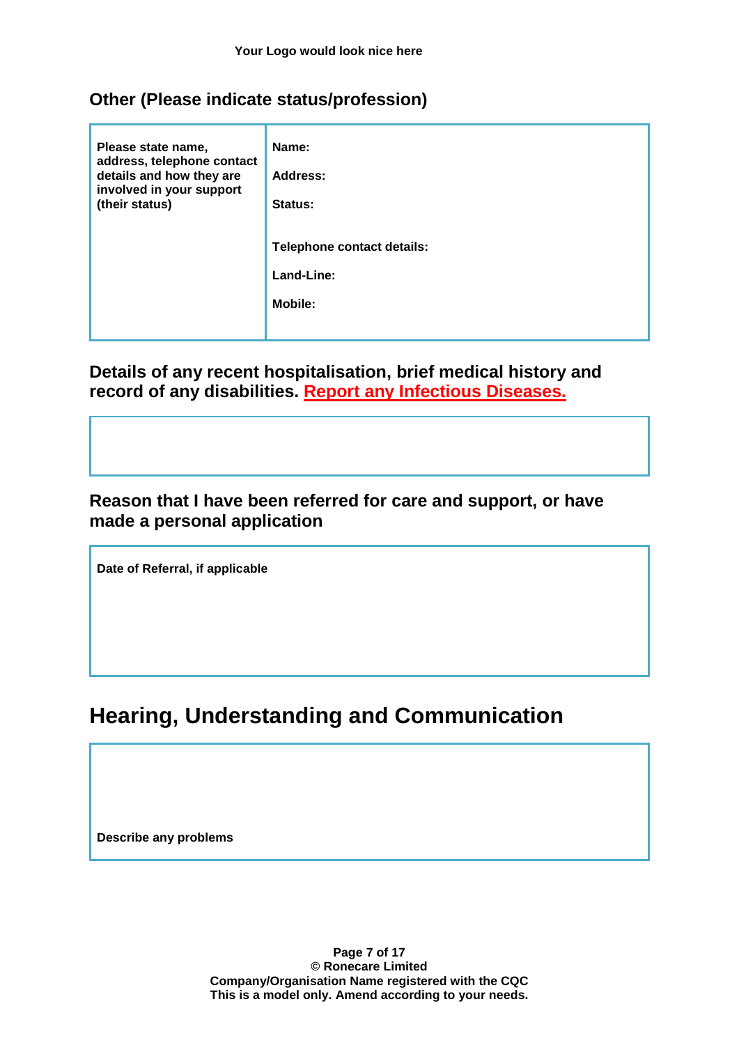Your Logo would look nice here

### Other (Please indicate status/profession)

| Please state name, address, telephone contact details and how they are involved in your support (their status) | Name:<br><br>Address:<br><br>Status:<br><br>Telephone contact details:<br><br>Land-Line:<br><br>Mobile: |
|---|---|

### Details of any recent hospitalisation, brief medical history and record of any disabilities. Report any Infectious Diseases.

| |
|---|
| |

### Reason that I have been referred for care and support, or have made a personal application

| Date of Referral, if applicable |
|---|
| |

## Hearing, Understanding and Communication

| Describe any problems |
|---|
| |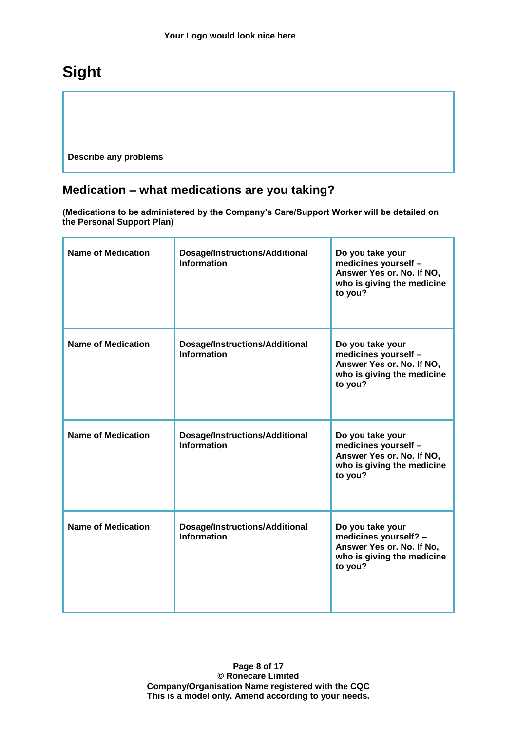## Sight

| Describe any problems |
|---|

## Medication – what medications are you taking?

**(Medications to be administered by the Company's Care/Support Worker will be detailed on the Personal Support Plan)**

| Name of Medication | Dosage/Instructions/Additional Information | Do you take your medicines yourself – Answer Yes or. No. If NO, who is giving the medicine to you? |
|---|---|---|
| **Name of Medication** | **Dosage/Instructions/Additional Information** | **Do you take your medicines yourself – Answer Yes or. No. If NO, who is giving the medicine to you?** |
| **Name of Medication** | **Dosage/Instructions/Additional Information** | **Do you take your medicines yourself? – Answer Yes or. No. If NO, who is giving the medicine to you?** |
| **Name of Medication** | **Dosage/Instructions/Additional Information** | **Do you take your medicines yourself? – Answer Yes or. No. If No, who is giving the medicine to you?** |

**Company/Organisation Name registered with the CQC**
**This is a model only. Amend according to your needs.**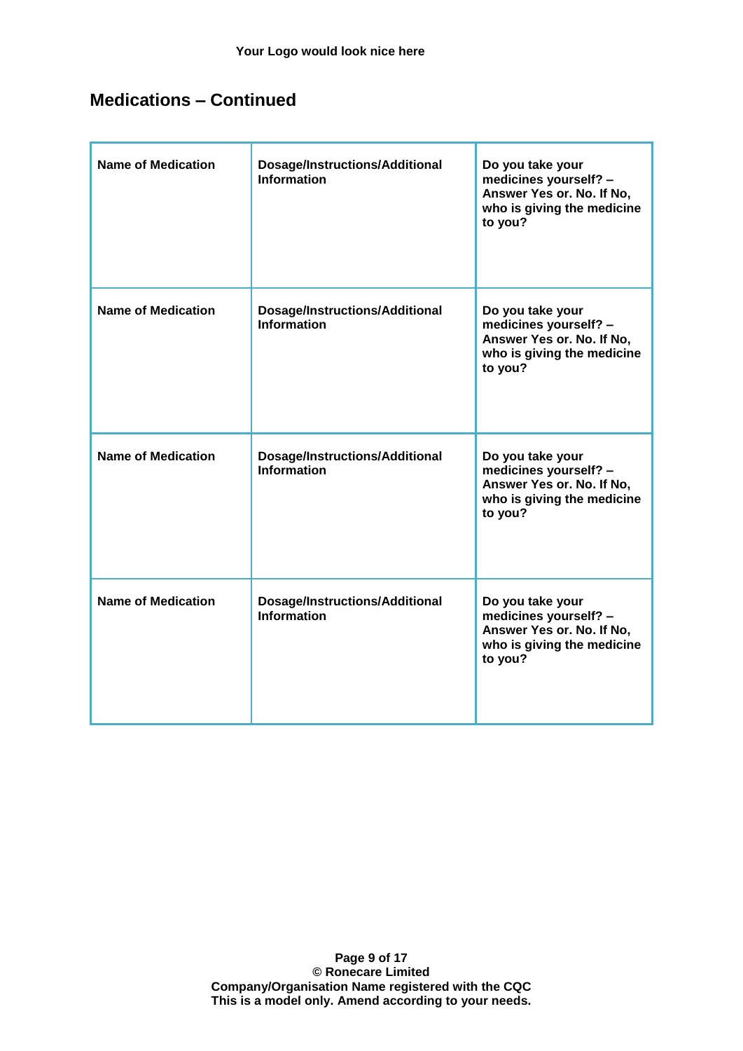Your Logo would look nice here

## Medications – Continued

| Name of Medication | Dosage/Instructions/Additional Information | Do you take your medicines yourself? – Answer Yes or. No. If No, who is giving the medicine to you? |
|---|---|---|
| Name of Medication | Dosage/Instructions/Additional Information | Do you take your medicines yourself? – Answer Yes or. No. If No, who is giving the medicine to you? |
| Name of Medication | Dosage/Instructions/Additional Information | Do you take your medicines yourself? – Answer Yes or. No. If No, who is giving the medicine to you? |
| Name of Medication | Dosage/Instructions/Additional Information | Do you take your medicines yourself? – Answer Yes or. No. If No, who is giving the medicine to you? |

© Ronecare Limited
Company/Organisation Name registered with the CQC
This is a model only. Amend according to your needs.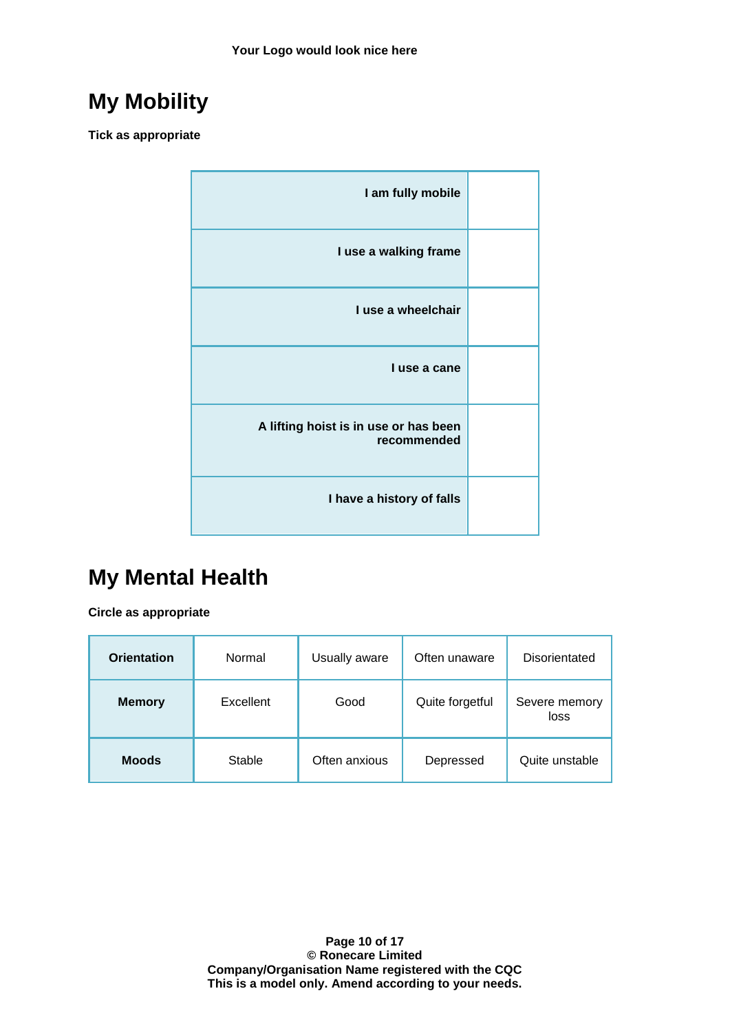Your Logo would look nice here

# My Mobility

**Tick as appropriate**

| | |
|---|---|
| **I am fully mobile** | |
| **I use a walking frame** | |
| **I use a wheelchair** | |
| **I use a cane** | |
| **A lifting hoist is in use or has been recommended** | |
| **I have a history of falls** | |

# My Mental Health

**Circle as appropriate**

| | | | | |
|---|---|---|---|---|
| **Orientation** | Normal | Usually aware | Often unaware | Disorientated |
| **Memory** | Excellent | Good | Quite forgetful | Severe memory loss |
| **Moods** | Stable | Often anxious | Depressed | Quite unstable |

**© Ronecare Limited**
**Company/Organisation Name registered with the CQC**
**This is a model only. Amend according to your needs.**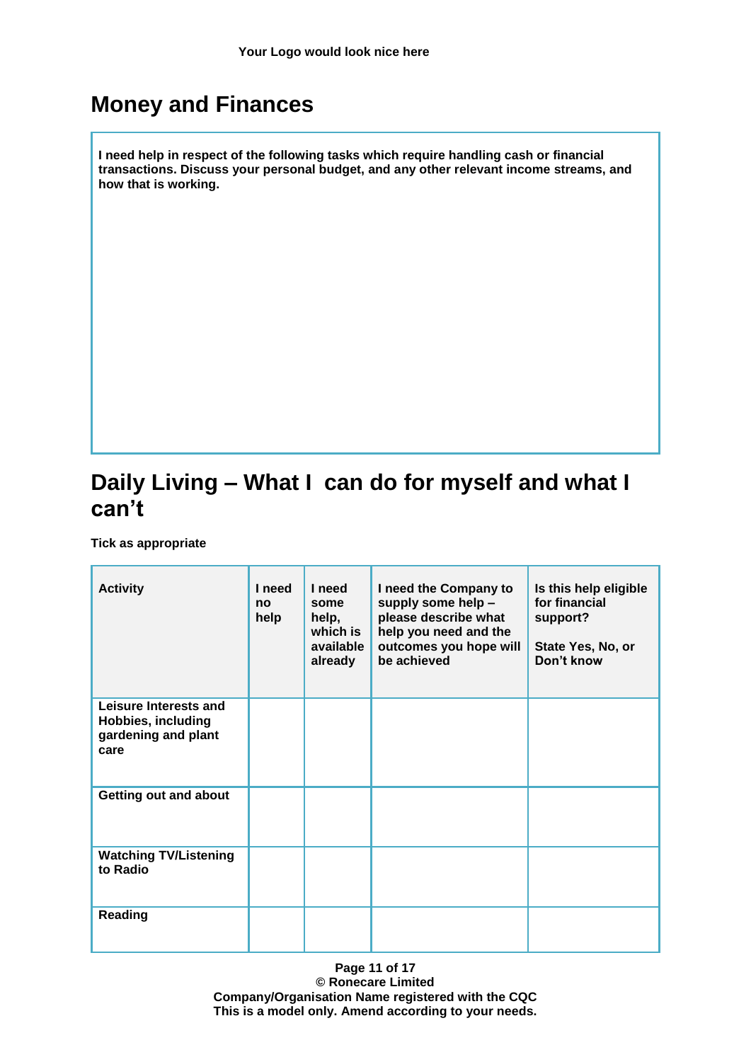Your Logo would look nice here

## Money and Finances

**I need help in respect of the following tasks which require handling cash or financial transactions. Discuss your personal budget, and any other relevant income streams, and how that is working.**

## Daily Living – What I can do for myself and what I can't

**Tick as appropriate**

| Activity | I need no help | I need some help, which is available already | I need the Company to supply some help – please describe what help you need and the outcomes you hope will be achieved | Is this help eligible for financial support? State Yes, No, or Don't know |
|---|---|---|---|---|
| Leisure Interests and Hobbies, including gardening and plant care | | | | |
| Getting out and about | | | | |
| Watching TV/Listening to Radio | | | | |
| Reading | | | | |

© Ronecare Limited
Company/Organisation Name registered with the CQC
This is a model only. Amend according to your needs.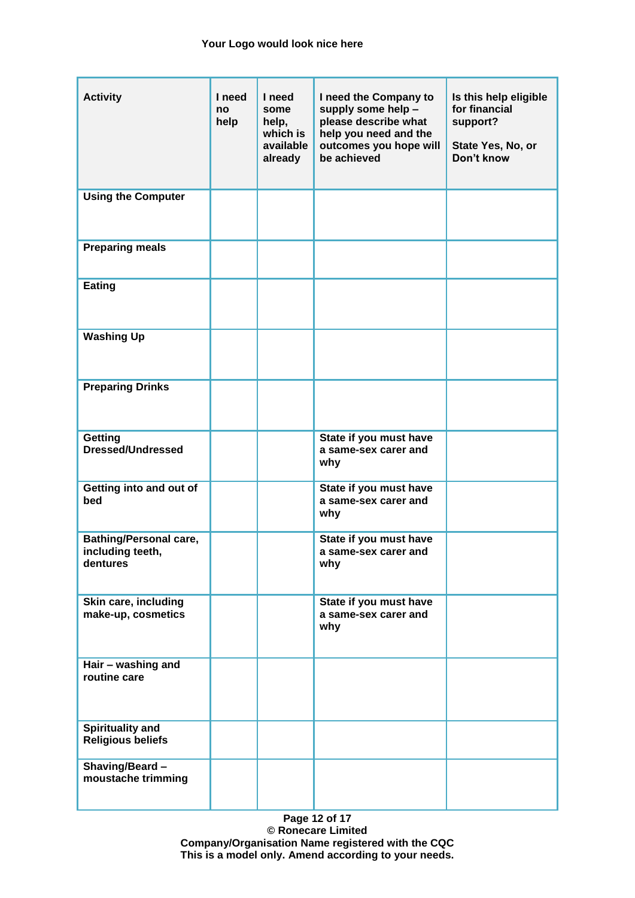Your Logo would look nice here

| Activity | I need no help | I need some help, which is available already | I need the Company to supply some help – please describe what help you need and the outcomes you hope will be achieved | Is this help eligible for financial support? State Yes, No, or Don't know |
|---|---|---|---|---|
| Using the Computer | | | | |
| Preparing meals | | | | |
| Eating | | | | |
| Washing Up | | | | |
| Preparing Drinks | | | | |
| Getting Dressed/Undressed | | | State if you must have a same-sex carer and why | |
| Getting into and out of bed | | | State if you must have a same-sex carer and why | |
| Bathing/Personal care, including teeth, dentures | | | State if you must have a same-sex carer and why | |
| Skin care, including make-up, cosmetics | | | State if you must have a same-sex carer and why | |
| Hair – washing and routine care | | | | |
| Spirituality and Religious beliefs | | | | |
| Shaving/Beard – moustache trimming | | | | |

© Ronecare Limited
Company/Organisation Name registered with the CQC
This is a model only. Amend according to your needs.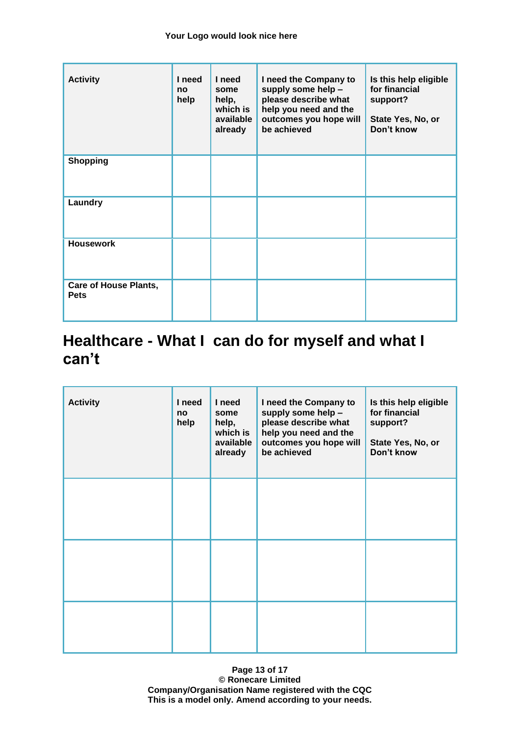Your Logo would look nice here

| Activity | I need no help | I need some help, which is available already | I need the Company to supply some help – please describe what help you need and the outcomes you hope will be achieved | Is this help eligible for financial support? State Yes, No, or Don't know |
|---|---|---|---|---|
| Shopping | | | | |
| Laundry | | | | |
| Housework | | | | |
| Care of House Plants, Pets | | | | |

## Healthcare - What I can do for myself and what I can't

| Activity | I need no help | I need some help, which is available already | I need the Company to supply some help – please describe what help you need and the outcomes you hope will be achieved | Is this help eligible for financial support? State Yes, No, or Don't know |
|---|---|---|---|---|
| | | | | |
| | | | | |
| | | | | |

© Ronecare Limited
Company/Organisation Name registered with the CQC
This is a model only. Amend according to your needs.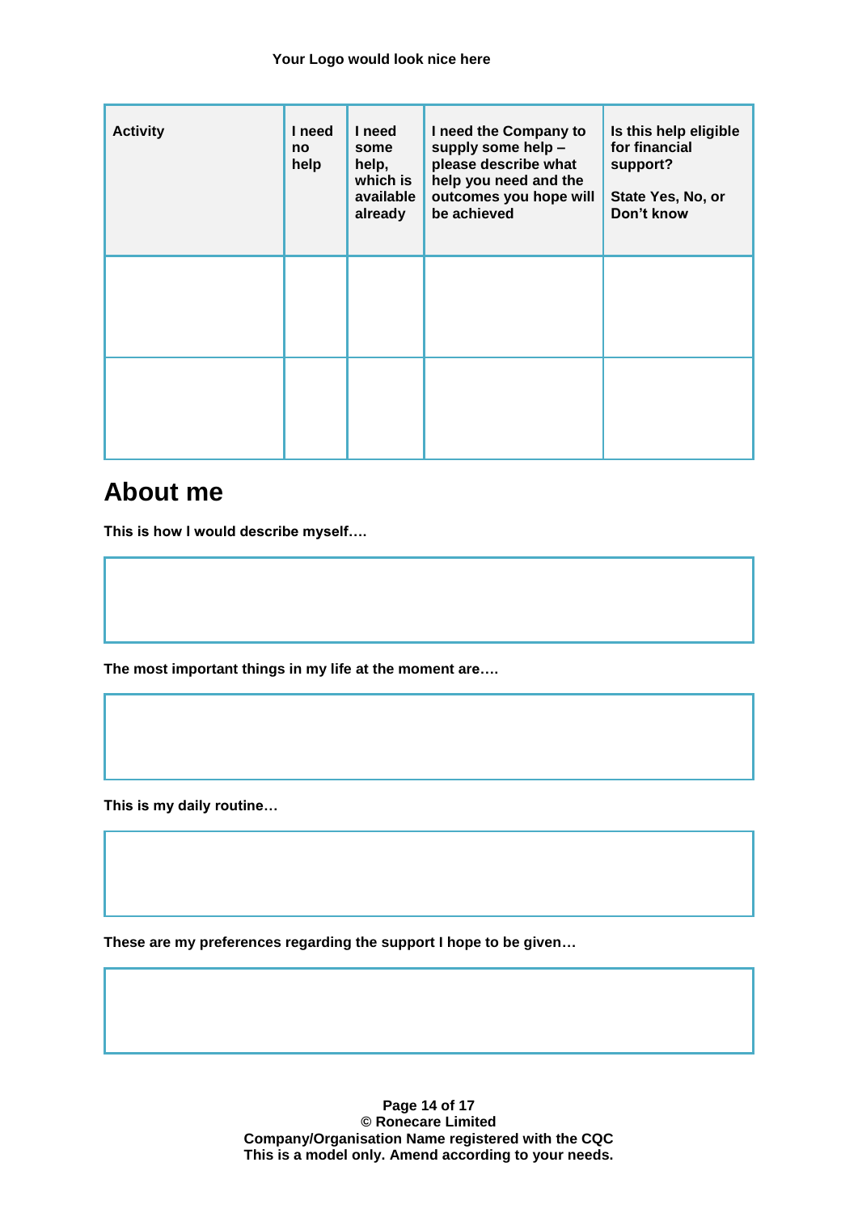Your Logo would look nice here

| Activity | I need no help | I need some help, which is available already | I need the Company to supply some help – please describe what help you need and the outcomes you hope will be achieved | Is this help eligible for financial support? State Yes, No, or Don't know |
|---|---|---|---|---|
| | | | | |
| | | | | |

## About me

**This is how I would describe myself….**

| |
|---|
| |

**The most important things in my life at the moment are….**

| |
|---|
| |

**This is my daily routine…**

| |
|---|
| |

**These are my preferences regarding the support I hope to be given…**

| |
|---|
| |

**© Ronecare Limited**
**Company/Organisation Name registered with the CQC**
**This is a model only. Amend according to your needs.**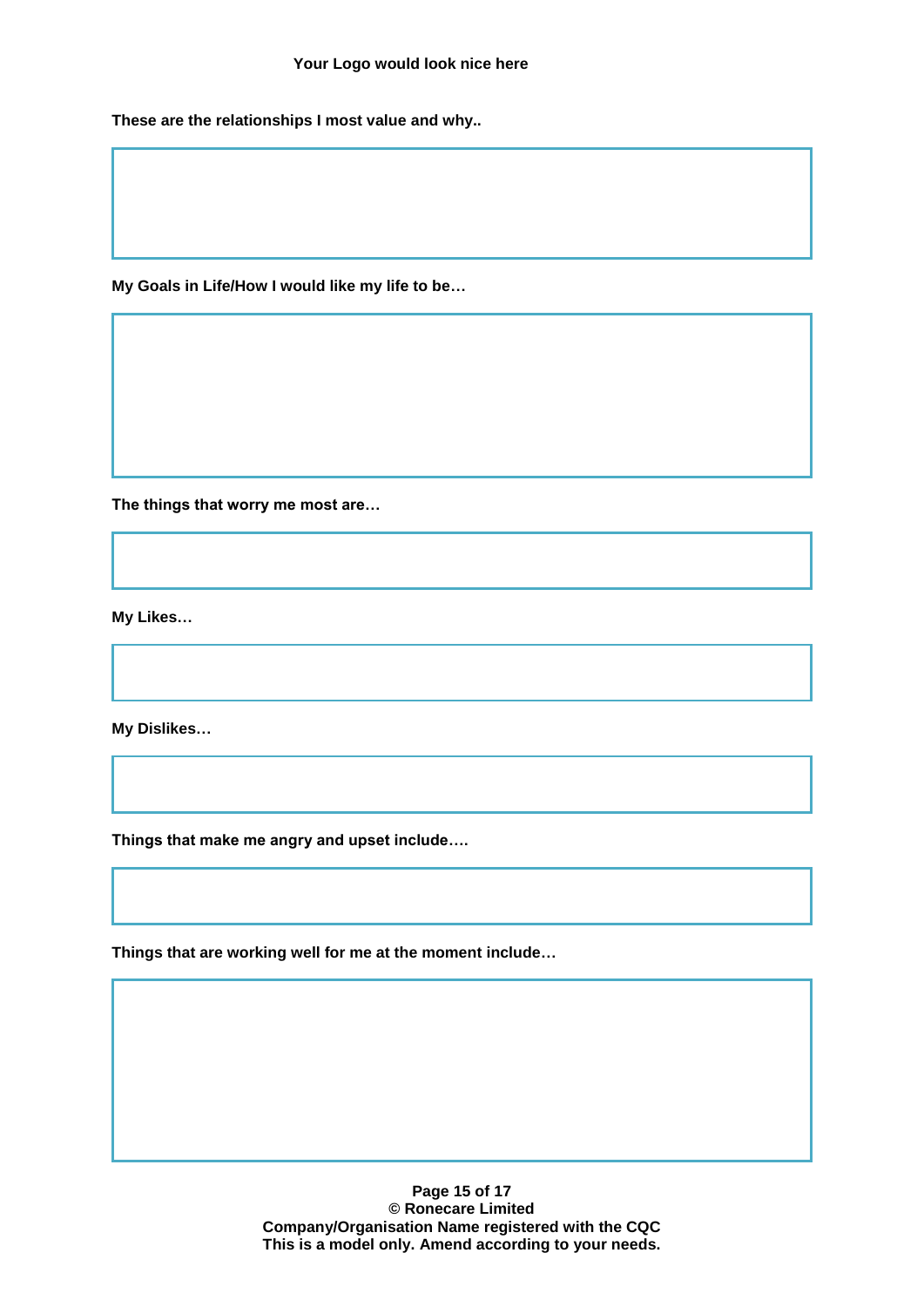**Your Logo would look nice here**

**These are the relationships I most value and why..**

**My Goals in Life/How I would like my life to be…**

**The things that worry me most are…**

**My Likes…**

**My Dislikes…**

**Things that make me angry and upset include….**

**Things that are working well for me at the moment include…**

**© Ronecare Limited**
**Company/Organisation Name registered with the CQC**
**This is a model only. Amend according to your needs.**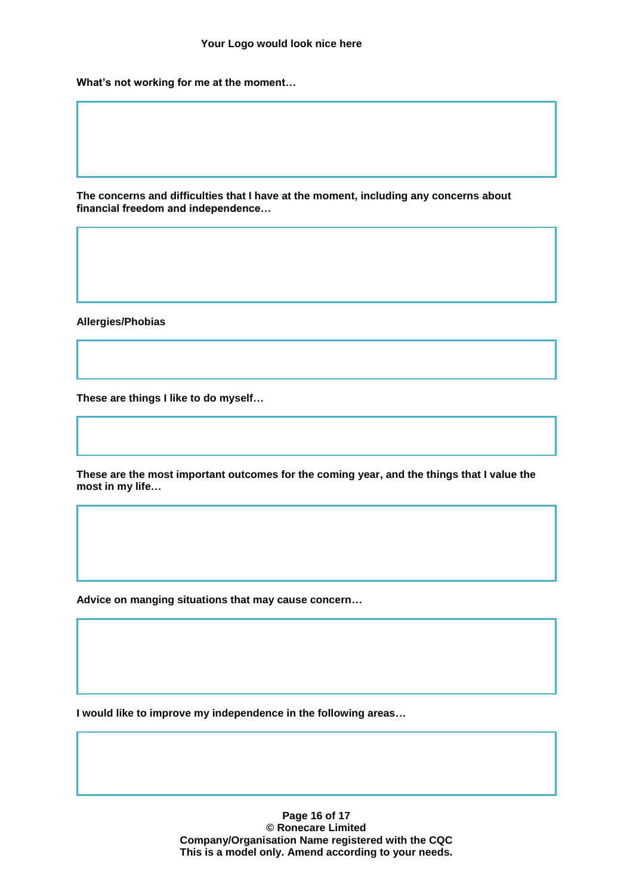Your Logo would look nice here

**What's not working for me at the moment…**

| |
|---|
| |

**The concerns and difficulties that I have at the moment, including any concerns about financial freedom and independence…**

| |
|---|
| |

**Allergies/Phobias**

| |
|---|
| |

**These are things I like to do myself…**

| |
|---|
| |

**These are the most important outcomes for the coming year, and the things that I value the most in my life…**

| |
|---|
| |

**Advice on manging situations that may cause concern…**

| |
|---|
| |

**I would like to improve my independence in the following areas…**

| |
|---|
| |

**© Ronecare Limited**
**Company/Organisation Name registered with the CQC**
**This is a model only. Amend according to your needs.**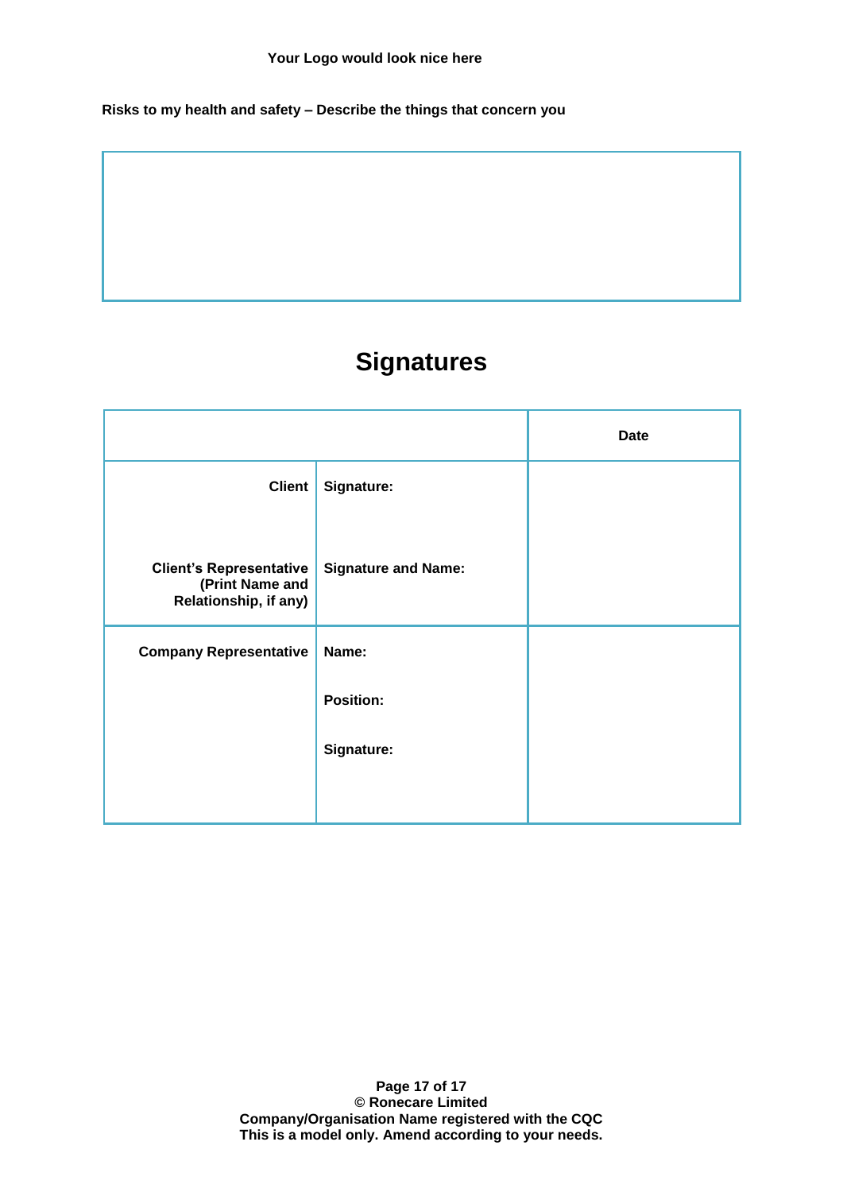**Your Logo would look nice here**

**Risks to my health and safety – Describe the things that concern you**

| |
|---|
| |

# Signatures

| | | Date |
|---|---|---|
| **Client**<br><br>**Client's Representative (Print Name and Relationship, if any)** | **Signature:**<br><br>**Signature and Name:** | |
| **Company Representative** | **Name:**<br><br>**Position:**<br><br>**Signature:** | |

**© Ronecare Limited**
**Company/Organisation Name registered with the CQC**
**This is a model only. Amend according to your needs.**